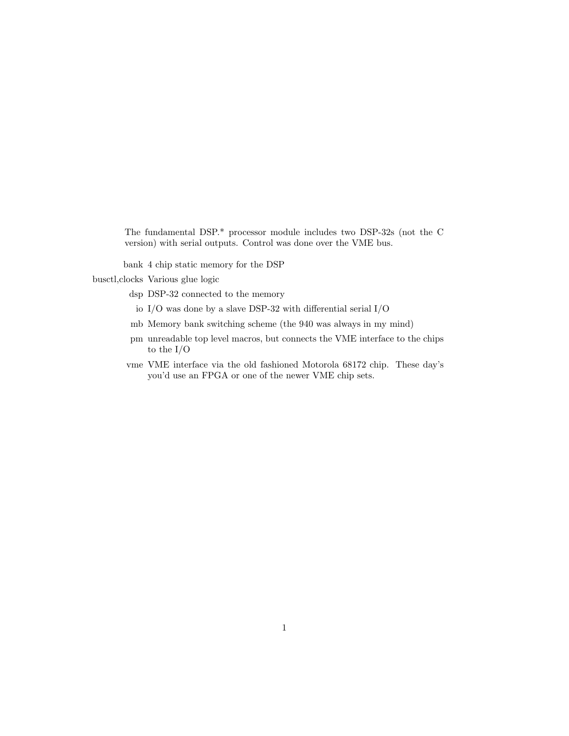The fundamental DSP.* processor module includes two DSP-32s (not the C version) with serial outputs. Control was done over the VME bus.

bank
: 4 chip static memory for the DSP

busctl,clocks
: Various glue logic

dsp
: DSP-32 connected to the memory

io
: I/O was done by a slave DSP-32 with differential serial I/O

mb
: Memory bank switching scheme (the 940 was always in my mind)

pm
: unreadable top level macros, but connects the VME interface to the chips to the I/O

vme
: VME interface via the old fashioned Motorola 68172 chip. These day's you'd use an FPGA or one of the newer VME chip sets.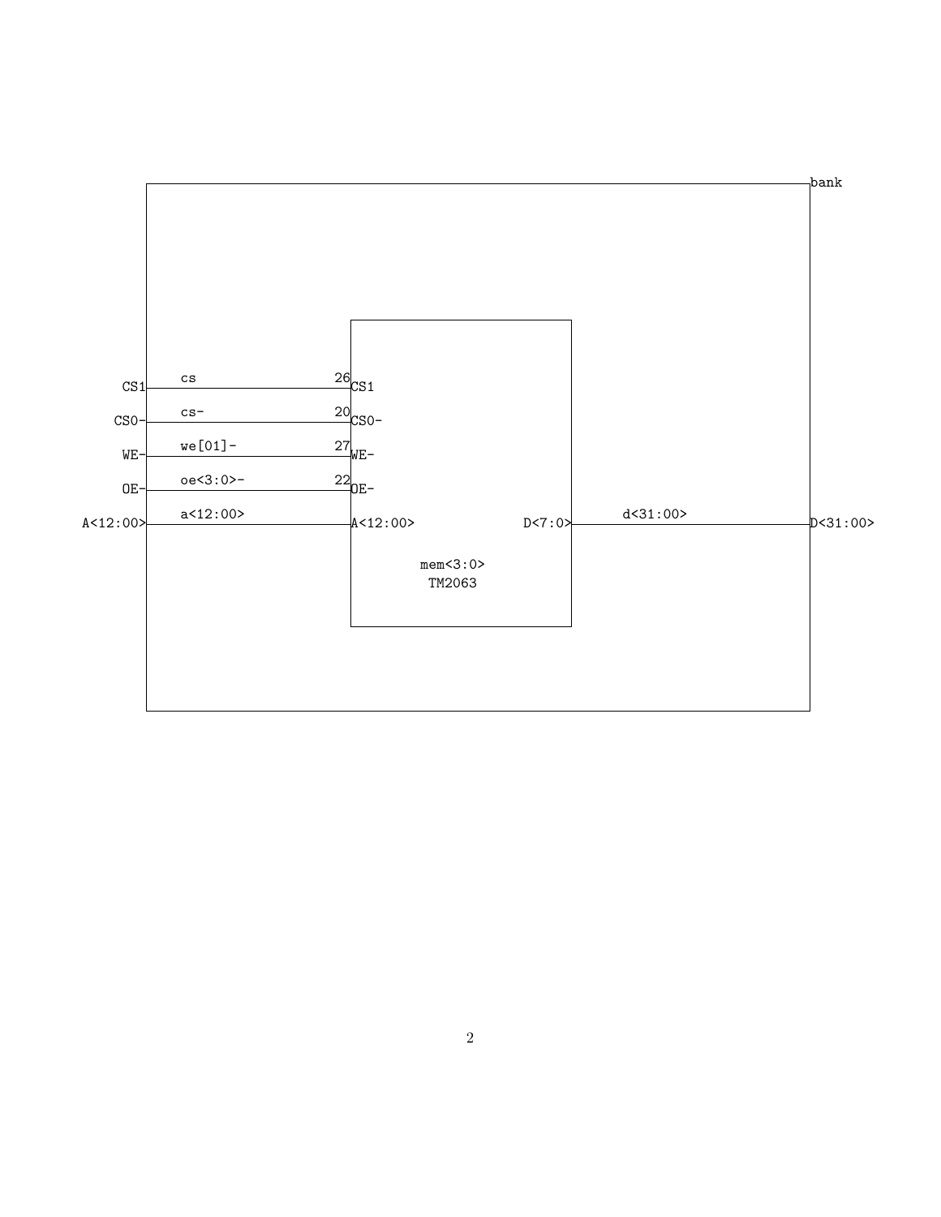```
                                                              bank
CS1        cs                    26 CS1
CS0-       cs-                   20 CS0-
WE-        we[01]-               27 WE-
OE-        oe<3:0>-              22 OE-
A<12:00>   a<12:00>                 A<12:00>        D<7:0>   d<31:00>   D<31:00>

                                        mem<3:0>
                                         TM2063
```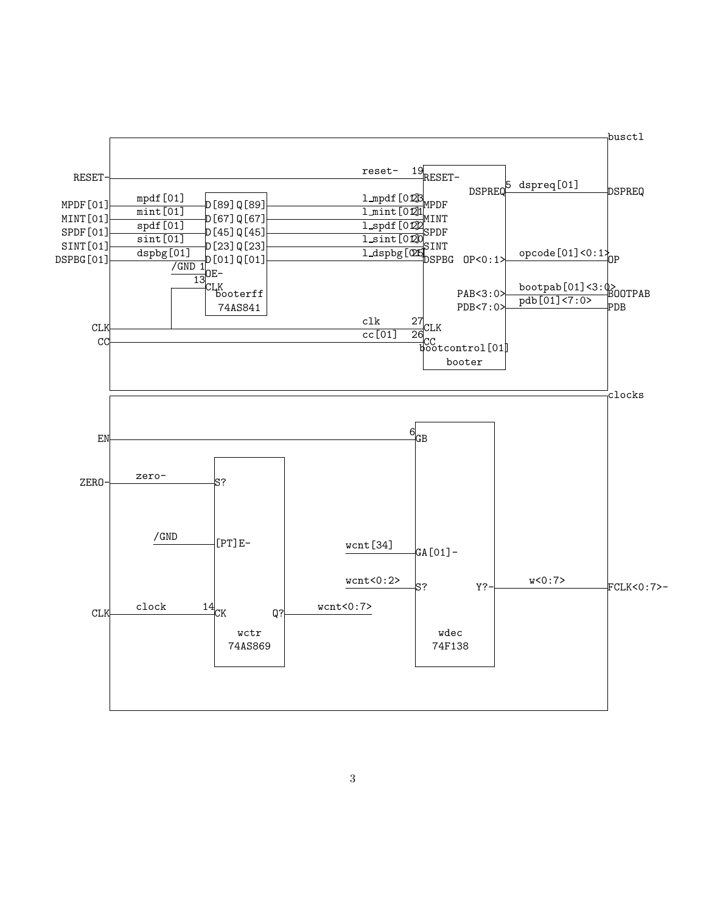```
busctl

RESET-          reset-      19 RESET-
MPDF[01]        mpdf[01]    D[89] Q[89]    l_mpdf[01] 23 MPDF
MINT[01]        mint[01]    D[67] Q[67]    l_mint[01] 21 MINT
SPDF[01]        spdf[01]    D[45] Q[45]    l_spdf[01] 22 SPDF
SINT[01]        sint[01]    D[23] Q[23]    l_sint[01] 20 SINT
DSPBG[01]       dspbg[01]   D[01] Q[01]    l_dspbg[01] 25 DSPBG
                /GND 1      OE-
                13          CLK
                            booterff
                            74AS841
CLK             clk         27 CLK
CC              cc[01]      26 CC

DSPREQ 5   dspreq[01]        DSPREQ
OP<0:1>    opcode[01]<0:1>   OP
PAB<3:0>   bootpab[01]<3:0>  BOOTPAB
PDB<7:0>   pdb[01]<7:0>      PDB

bootcontrol[01]
booter

clocks

EN                           6 GB
ZERO-    zero-     S?
         /GND      [PT]E-            wcnt[34]     GA[01]-
                                     wcnt<0:2>    S?      Y?-    w<0:7>    FCLK<0:7>-
CLK      clock  14 CK      Q?   wcnt<0:7>
                   wctr                           wdec
                   74AS869                        74F138
```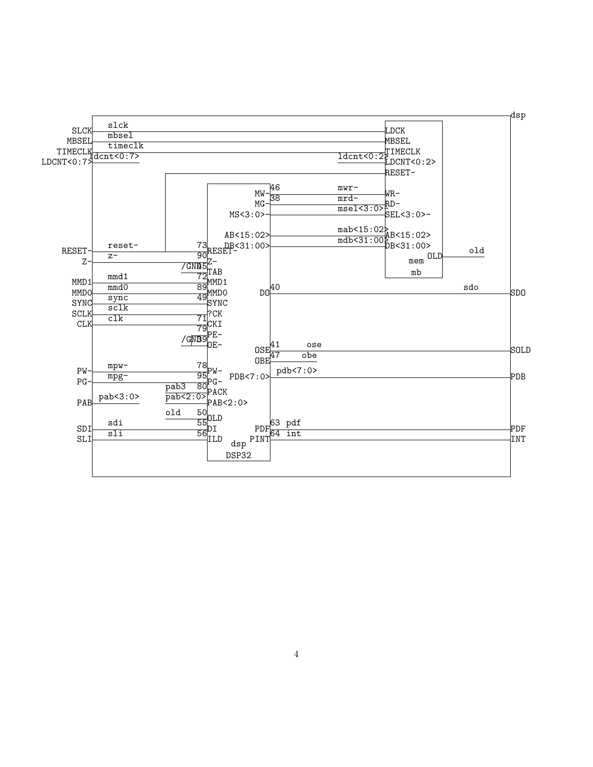```
                                                                                    dsp
        slck
SLCK                                                          LDCK
        mbsel
MBSEL                                                         MBSEL
        timeclk
TIMECLK                                                       TIMECLK
     ldcnt<0:7>                                   ldcnt<0:2>
LDCNT<0:7>                                                    LDCNT<0:2>
                                                              RESET-

                                  46          mwr-
                              MW-                             WR-
                                  38          mrd-
                              MG-                             RD-
                                              msel<3:0>
                         MS<3:0>-                             SEL<3:0>-

                                              mab<15:02>
                       AB<15:02>                              AB<15:02>
        reset-              73                mdb<31:00>
RESET-                        RESET-   DB<31:00>              DB<31:00>       old
        z-                  90                                           OLD
Z-                            Z-                                 mem
                     /GND   45
                              TAB                                 mb
        mmd1                72
MMD1                          MMD1
        mmd0                89                                          sdo
MMD0                          MMD0                     DO 40                        SDO
        sync                49
SYNC                          SYNC
        sclk
SCLK                          ?CK
        clk                 71
CLK                           CKI
                            79
                              PE-
                     /GND   39
                              OE-
                                                       41       ose
                                                   OSE                              SOLD
                                                       47       obe
                                                   OBE
        mpw-                78
PW-                           PW-                         pdb<7:0>
        mpg-                95                PDB<7:0>                              PDB
PG-                           PG-
                   pab3     80
                              PACK
     pab<3:0>      pab<2:0>
PAB                           PAB<2:0>
                   old      50
                              OLD
        sdi                 55                            63  pdf
SDI                           DI                     PDF                            PDF
        sli                 56                            64  int
SLI                           ILD                    PINT                           INT
                                         dsp
                                    DSP32
```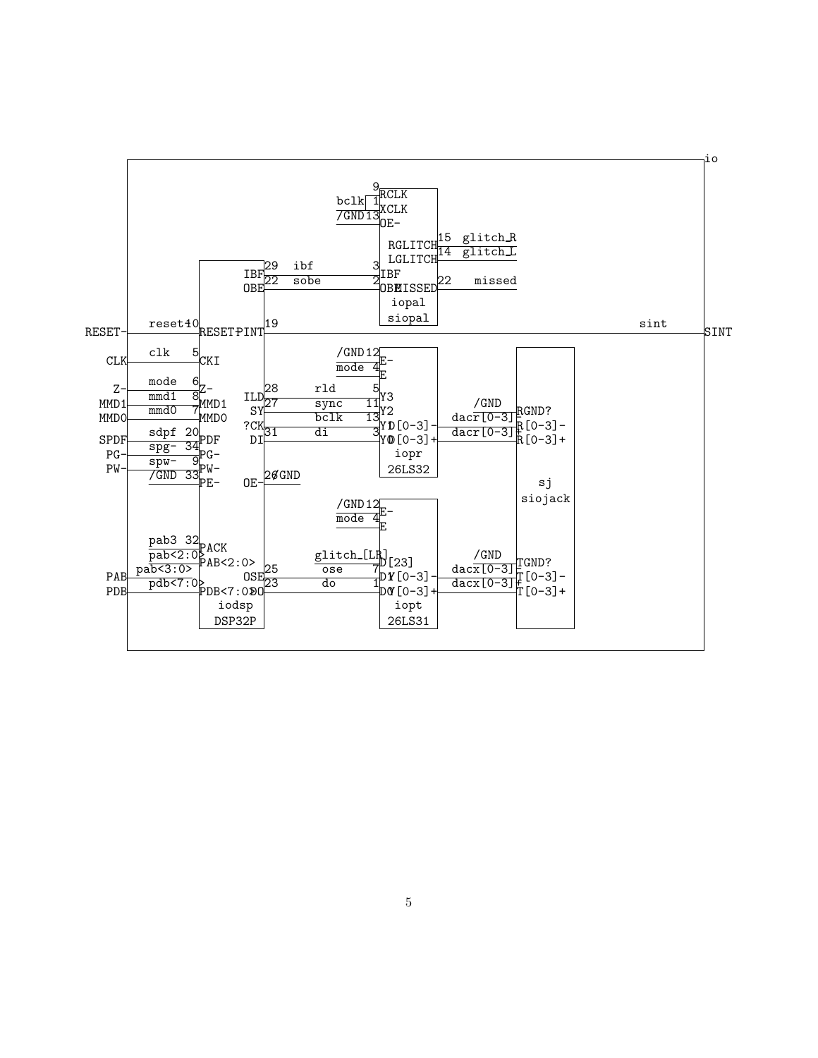```
io

RESET-   reset 10  RESET- PINT 19                          sint   SINT
CLK      clk    5  CKI
Z-       mode   6  Z-
MMD1     mmd1   8  MMD1
MMD0     mmd0   7  MMD0
SPDF     sdpf  20  PDF
PG-      spg-  34  PG-
PW-      spw-   9  PW-
         /GND  33  PE-
                   pab3 32 PACK
                   pab<2:0> PAB<2:0>
PAB      pab<3:0>
PDB      pdb<7:0> PDB<7:0>
                   iodsp
                   DSP32P

iodsp outputs:
  IBF 29  ibf   -> 3  IBF
  OBE 22  sobe  -> 2  OBE
  ILD 28  rld   -> 5  Y3
  SY  27  sync  -> 11 Y2
  ?CK     bclk  -> 13 Y1
  DI  31  di    -> 3  Y0
  OE- 26  /GND
  OSE 25  ose   -> 7  D1
  DO  23  do    -> 1  D0

siopal (iopal):
  9  RCLK
  bclk 1 XCLK
  /GND 13 OE-
  RGLITCH 15 glitch_R
  LGLITCH 14 glitch_L
  MISSED 22 missed

26LS32 (iopr):
  /GND 12 E-
  mode 4 E
  D[0-3]-  dacr[0-3]-  R[0-3]-
  D[0-3]+  dacr[0-3]+  R[0-3]+
  /GND  RGND?

26LS31 (iopt):
  /GND 12 E-
  mode 4 E
  glitch_[LR] D[23]
  Y[0-3]-  dacx[0-3]-  T[0-3]-
  Y[0-3]+  dacx[0-3]+  T[0-3]+
  /GND  TGND?

sj
siojack
```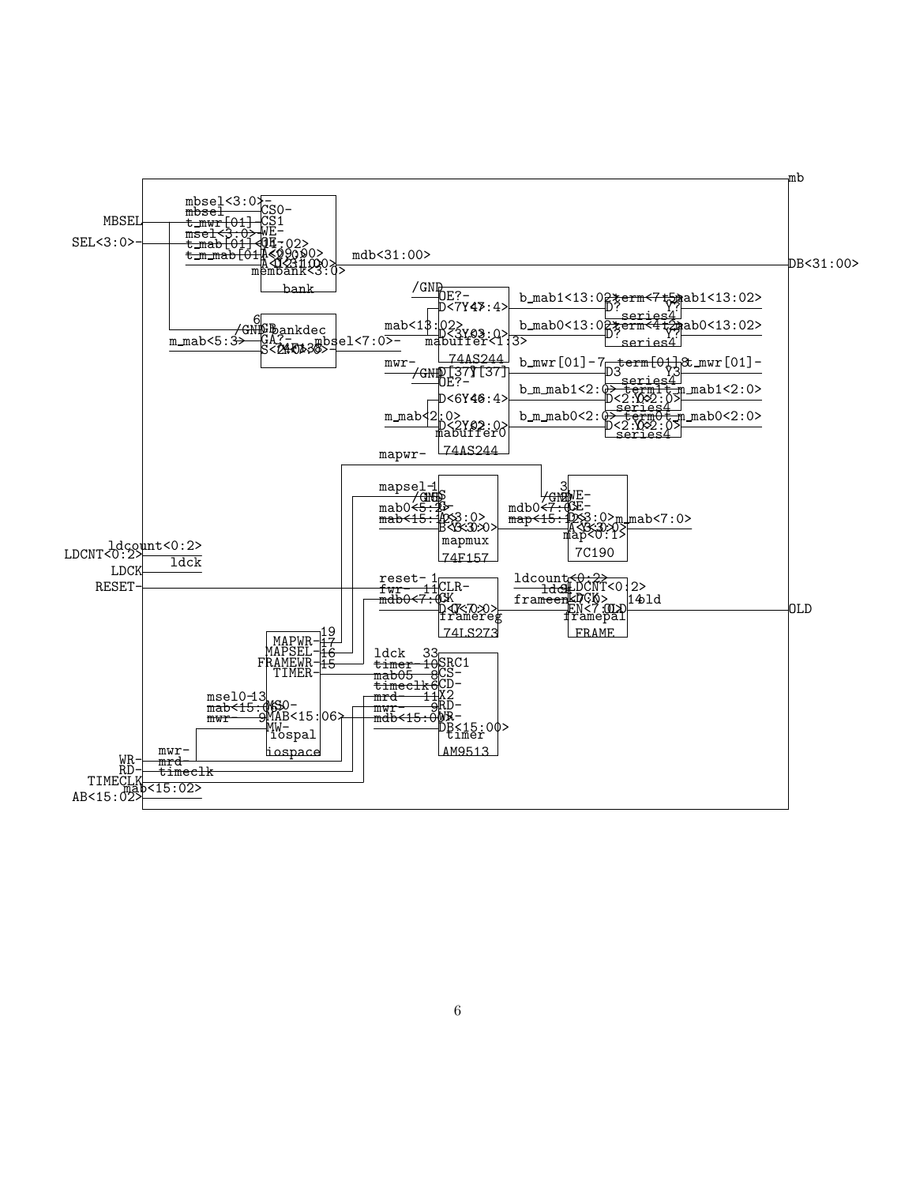```
mb

MBSEL
SEL<3:0>-
LDCNT<0:2>
LDCK
RESET-
WR-
RD-
TIMECLK
AB<15:02>

DB<31:00>
OLD

mbsel<3:0>-
mbsel
t_mwr[01]
msel<3:0>-
t_mab[01]<1
t_m_mab[01]<2:0>
CS0-
CS1
WE-
OE-
A<13:02>
A<12:00>
D<31:00>
membank<3:0>
bank
mdb<31:00>

6
/GND
G1
GA?-
m_mab<5:3>
S<2:0>
bankdec
74F138
mbsel<7:0>-

/GND
OE?-
D<7:4>
Y<7:4>
mab<13:02>
D<3:0>
Y<3:0>
mabuffer<1:3>
74AS244
b_mab1<13:02>
b_mab0<13:02>
term<7:5>
term<4:2>
D?
Y?
series4
t_mab1<13:02>
t_mab0<13:02>

mwr-
/GND
D[37]
Y[37]
OE?-
D<6:4>
Y<6:4>
m_mab<2:0>
D<2:0>
Y<2:0>
mabuffer0
74AS244
b_mwr[01]-7
b_m_mab1<2:0>
b_m_mab0<2:0>
term[01]8
term1
term0
D3
Y3
D<2:0>
Y<2:0>
series4
t_mwr[01]-
t_m_mab1<2:0>
t_m_mab0<2:0>

mapwr-
mapsel-1
/GND
S
G-
mab0<5:2>
mab<15:12>
A<3:0>
B<3:0>
Y<3:0>
mapmux
74F157
3
/GND
WE-
CE-
mdb0<7:0>
map<15:12>
D<3:0>
A<3:0>
Q<3:0>
m_mab<7:0>
map<0:1>
7C190

ldcount<0:2>
ldck
reset- 1
fwr- 11
mdb0<7:0>
CLR-
CK
D<7:0>
Q<7:0>
framereg
74LS273
ldcount<0:2>
ldck
frameen<7:0>
LDCNT<0:2>
LDCK
EN<7:0>
OLD
14
old
framepal
FRAME

MAPWR- 19
MAPSEL- 17
FRAMEWR- 16
TIMER- 15
msel0-13
mab<15:06>
mwr- 9
MS0-
MAB<15:06>
MW-
iospal
iospace
mwr-
mrd-
timeclk
mab<15:02>

ldck 33
timer 10
mab05 8
timeclk 6
mrd- 11
mwr- 9
mdb<15:00>
SRC1
CS-
CD-
X2
RD-
WR-
DB<15:00>
timer
AM9513
```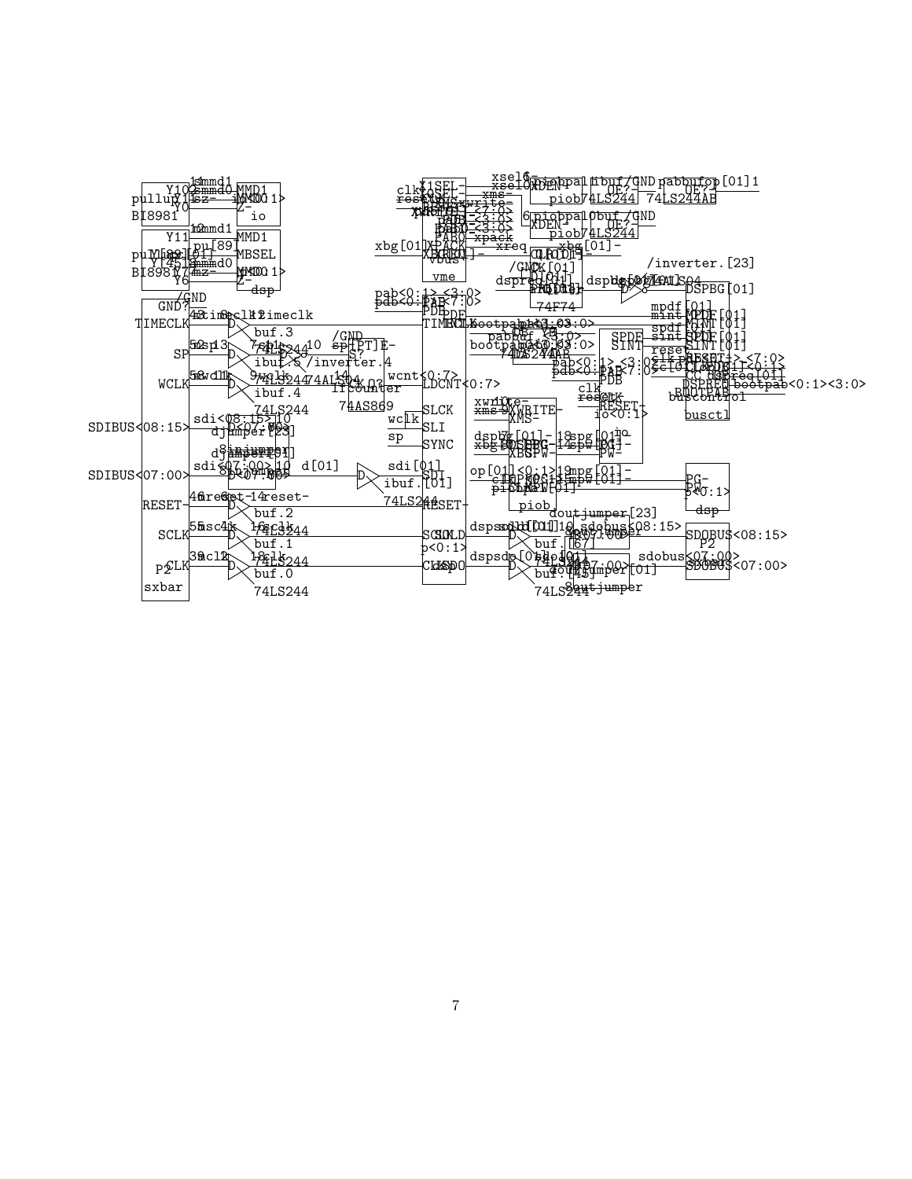```
pullup Y10 Y11 sz- Z- immd1 mmd0 MMD1 MMD0 io
BI8981 Y0 Y11 12 mmd1 MMD1
pullup[89] Y14 Y6 pu[89] MBSEL
BI8981 mmd0 MMD0 Z- dsp
/GND
GND?
TIMECLK 43 timeclk 12 timeclk buf.3 /GND
SP 52 sp 13 7 sp 74LS244 10 sp S? E-
WCLK 58 wd 11 9 wclk ibuf.5 /inverter.4 14
ibuf.4 74LS244 74ALS04 ifcounter 74AS869
SDIBUS<08:15> sdi<08:15> 10 djumper[23]
djumper[01]
SDIBUS<07:00> sdi<07:00> 10 d[01] sdi[01] SDI
RESET- 46 reset 6 reset- 14 reset- buf.2 ibuf.[01] 74LS244 RESET-
SCLK 55 sc 4 sclk 16 sclk 74LS244 buf.1 SCLK HOLD
P2 CLK 39 cl 2 18 clk 74LS244 buf.0 p<0:1> CLK dsp
sxbar 74LS244

clk X1SEL- xsel6- xsel0 XDEN- piobpal1 ibuf/GND OE?- pabbufop[01] 1
reset XMS- xms- piob 74LS244 74LS244AB
XWRITE- xwrite- 6 piobpal0 buf/GND OE?-
PDB<7:0> piob 74LS244
PAB0<3:0> xbg[01]-
XPACK xpack
xbg[01] XBGR[01]- xreq CLR[01] /inverter.[23]
vbus /GND CLK[01]
vme dspreq[01] dspbg[01] 74ALS04
pab<0:1><3:0> 74F74 DSPBG[01]
pdb<0:7> PAB<7:0> mpdf[01] MPDF[01]
PDB mint[01] MINT[01]
TIMECLK bootpab<0:3> spdf[01] SPDF[01]
pabbuf SPDF sint[01] SINT[01]
bootpab<0:3> 74LS244AB SINT reset- RESET-
wcnt<0:7> pab<0:1><3:0> ccl[01] CC[01] dspreq[01]
LDCNT<0:7> pdb<0:7> PAB DSPREQ[01]
PDB BOOTPAB bootpab<0:1><3:0>
wclk SLCK clk busctl buscontrol
sp SLI xwrite- XWRITE- reset RESET-
SYNC xms- XMS- io<0:1>
dspbg[01] 18 spg[01] io
xbg[01] XBG 14 spw[01] PG-
PW-
op[01]<0:1> 19 mpg[01]- PG-
ckbw[01] mpw[01]- PW-
piob p<0:1>
doutjumper[23] dsp
dspsdo[01] 10 sdobus<08:15> SDOBUS<08:15>
buf.[67] P2
dspsdo[01] 10 sdobus<07:00> SDOBUS<07:00>
buf.[45] doutjumper[01]
74LS244
```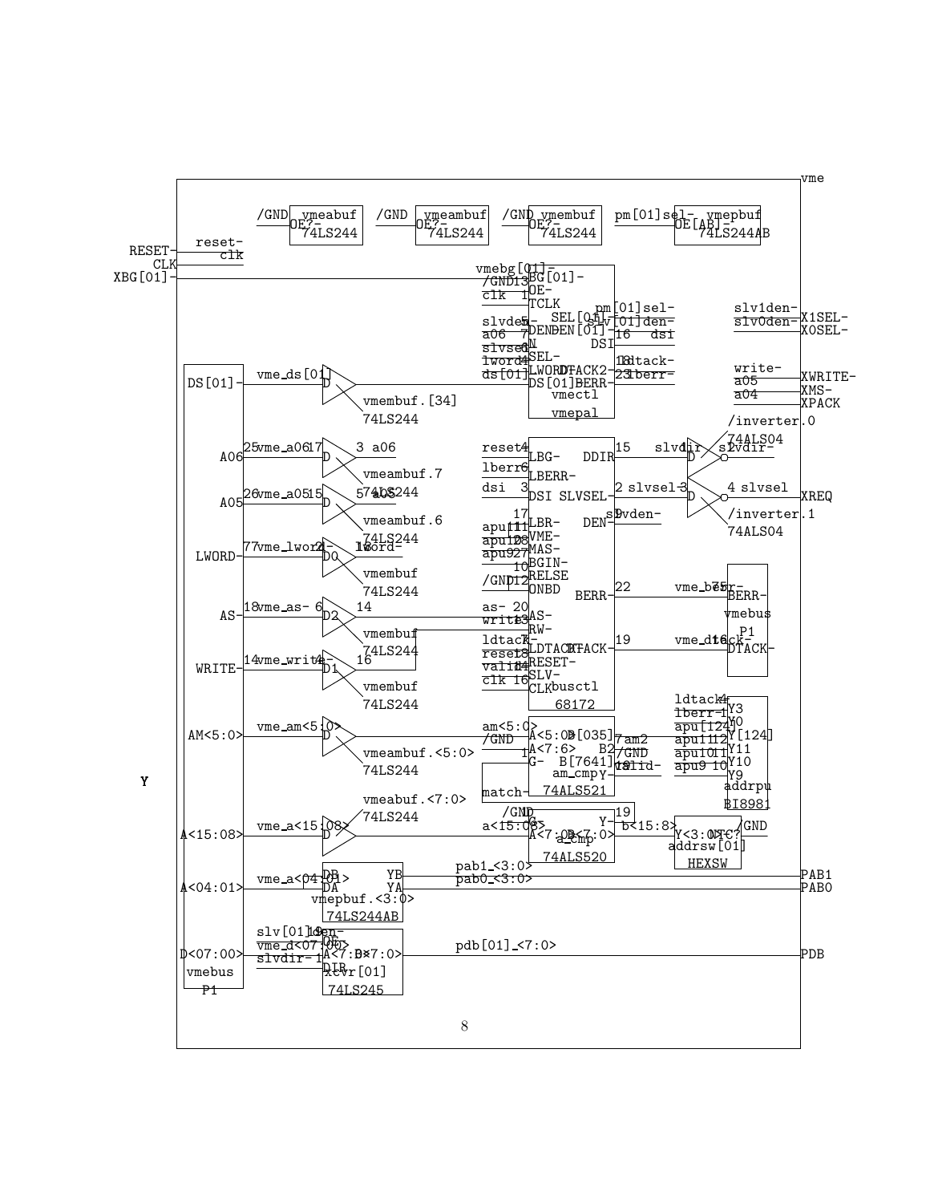vme

/GND vmeabuf
OE?-
74LS244

/GND vmeambuf
OE?-
74LS244

/GND vmembuf
OE?-
74LS244

pm[01]sel- vmepbuf
OE[AB]-
74LS244AB

RESET-
reset-
CLK
clk
XBG[01]-

vmebg[01]-
/GND 13 BG[01]-
OE-
clk 1 TCLK
slvden- 5 SEL[01]-
a06 7 DEN
slvsel 8 N
lword 4 SEL-
ds[01] LWORD
DS[01]
DEN[01]-
DSI
DTACK2-
BERR-
vmectl
vmepal

pm[01]sel-
slv[01]den-
16 dsi
18 ldtack-
23 lberr-

slv1den- X1SEL-
slv0den- X0SEL-

write- XWRITE-
a05 XMS-
a04 XPACK

DS[01]-
vme_ds[01]
D
vmembuf.[34]
74LS244

A06
25 vme_a06 17
D
3 a06
vmeambuf.7
74LS244

A05
26 vme_a05 15
D
5 a05
vmeambuf.6
74LS244

LWORD-
77 vme_lword- 2
D0
18 lword-
vmembuf
74LS244

AS-
18 vme_as- 6
D2
14
vmembuf
74LS244

WRITE-
14 vme_write- 4
D1
16
vmembuf
74LS244

reset 4 LBG-
lberr 6 LBERR-
dsi 3 DSI
17 LBR-
apu11 11 VME-
apu12 28 MAS-
apu9 27 BGIN-
10 RELSE
/GND 12 ONBD
as- 20 AS-
write 13 RW-
ldtack 7 LDTACK-
reset 18 RESET-
valid 14 SLV-
clk 16 CLK
DDIR 15
SLVSEL- 2
DEN- 9
BERR- 22
DTACK- 19
busctl
68172

slvdir 1 D
2 slvdir-
slvsel 3 D
4 slvsel
/inverter.0
74ALS04
/inverter.1
74ALS04
XREQ
slvden-

vme_berr- 75
BERR-
vmebus
P1
vme_dtack- 16
DTACK-

AM<5:0>
vme_am<5:0>
D
vmeambuf.<5:0>
74LS244

am<5:0>
/GND
1
A<5:0>
A<7:6>
G-
B[035]
B2
B[7641]
am_cmp
Y-
74ALS521
7 am2
/GND
19 valid-
match-

ldtack- 4 Y3
lberr- 1 Y0
apu[124] Y[124]
apu11 12 Y11
apu10 11 Y10
apu9 10 Y9
addrpu
BI8981

vmeabuf.<7:0>
74LS244
A<15:08>
vme_a<15:08>
D
/GND
1
a<15:08>
G-
A<7:0>
B<7:0>
a_cmp
74ALS520
Y- 19
b<15:8>
Y<3:0>
NC?
/GND
addrsw[01]
HEXSW

A<04:01>
vme_a<04:01>
DB
DA
YB
YA
vmepbuf.<3:0>
74LS244AB
pab1_<3:0>
pab0_<3:0>
PAB1
PAB0

D<07:00>
slv[01]den-
19 OE-
vme_d<07:00>
A<7:0>
B<7:0>
slvdir- 1
DIR
xcvr[01]
74LS245
pdb[01]_<7:0>
PDB
vmebus
P1

Y